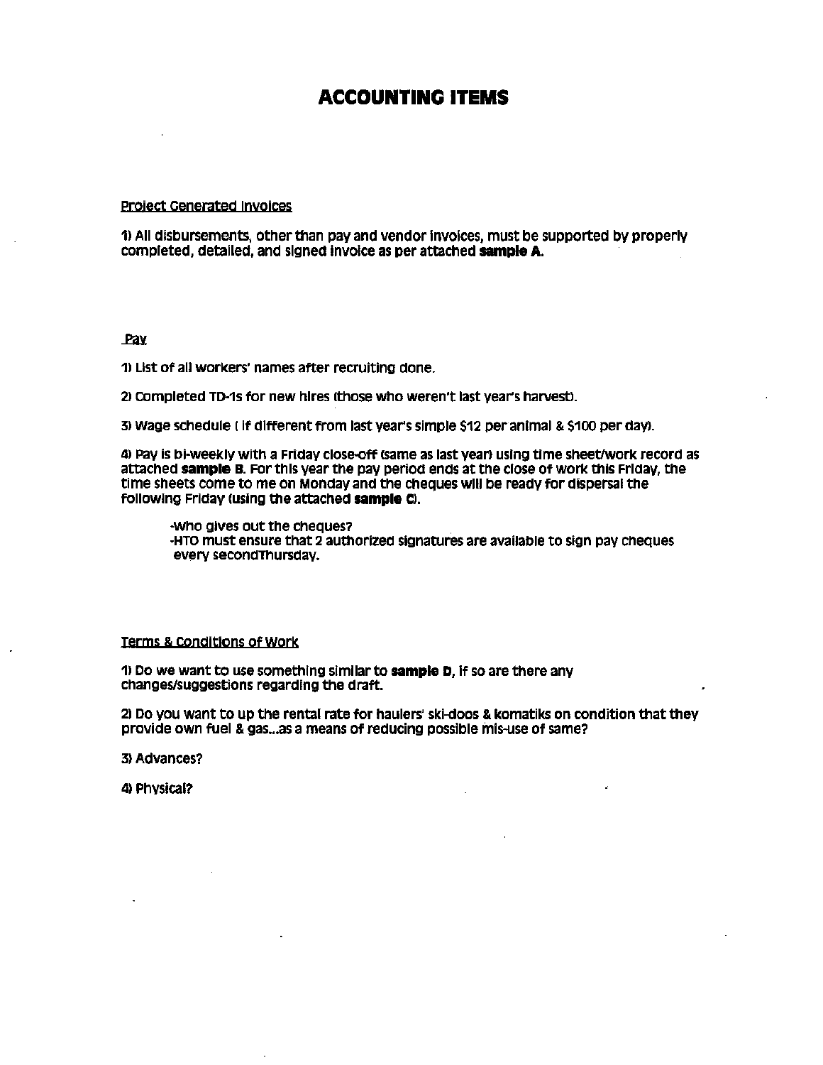# ACCOUNTING ITEMS

Project Generated Invoices

1) All disbursements, other than pay and vendor invoices, must be supported by properly completed, detailed, and signed invoice as per attached **sample A.**

Pay

1) List of all workers' names after recruiting done.

2) Completed TD-1s for new hires (those who weren't last year's harvest).

3) Wage schedule ( if different from last year's simple $12 per animal & $100 per day).

4) Pay is bi-weekly with a Friday close-off (same as last year) using time sheet/work record as attached **sample B**. For this year the pay period ends at the close of work this Friday, the time sheets come to me on Monday and the cheques will be ready for dispersal the following Friday (using the attached **sample C**).

- -Who gives out the cheques?
- -HTO must ensure that 2 authorized signatures are available to sign pay cheques every secondThursday.

Terms & Conditions of Work

1) Do we want to use something similar to **sample D**, if so are there any changes/suggestions regarding the draft.

2) Do you want to up the rental rate for haulers' ski-doos & komatiks on condition that they provide own fuel & gas...as a means of reducing possible mis-use of same?

3) Advances?

4) Physical?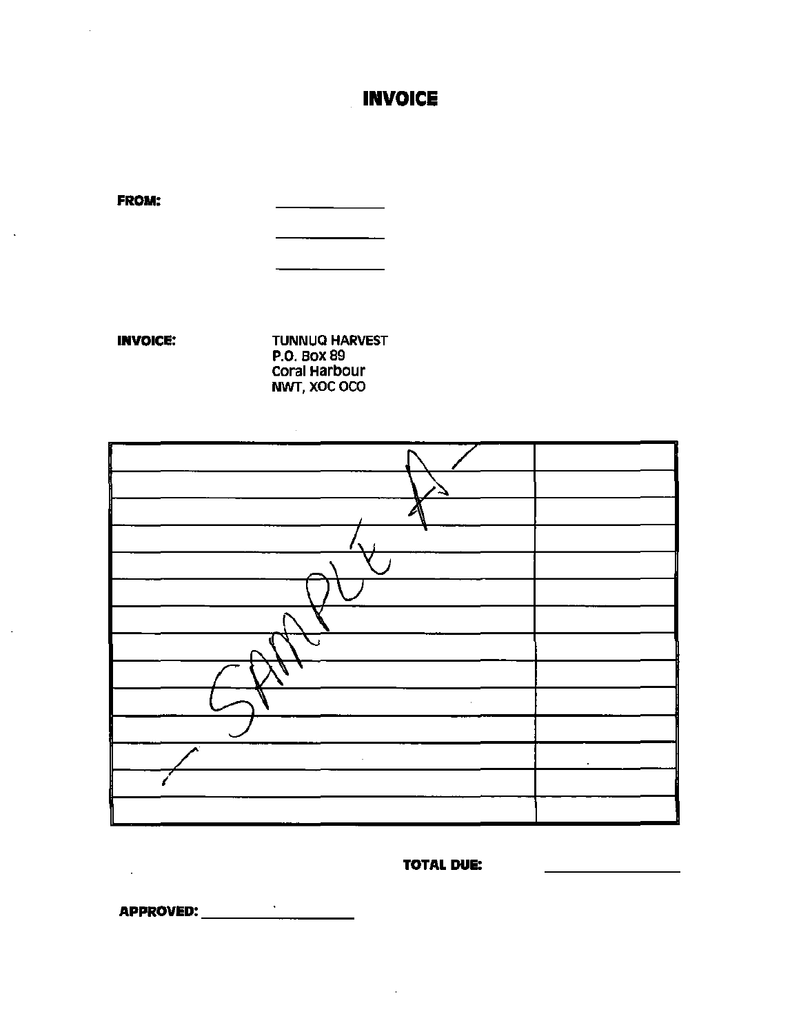# INVOICE

**FROM:** ______________

______________

______________

**INVOICE:** TUNNUQ HARVEST
P.O. Box 89
Coral Harbour
NWT, XOC OCO

| | |
|---|---|
| | |
| | |
| | |
| | |
| | |
| | |
| | |
| | |
| | |
| | |
| | |
| | |
| | |

SAMPLE

**TOTAL DUE:** ______________

**APPROVED:** ______________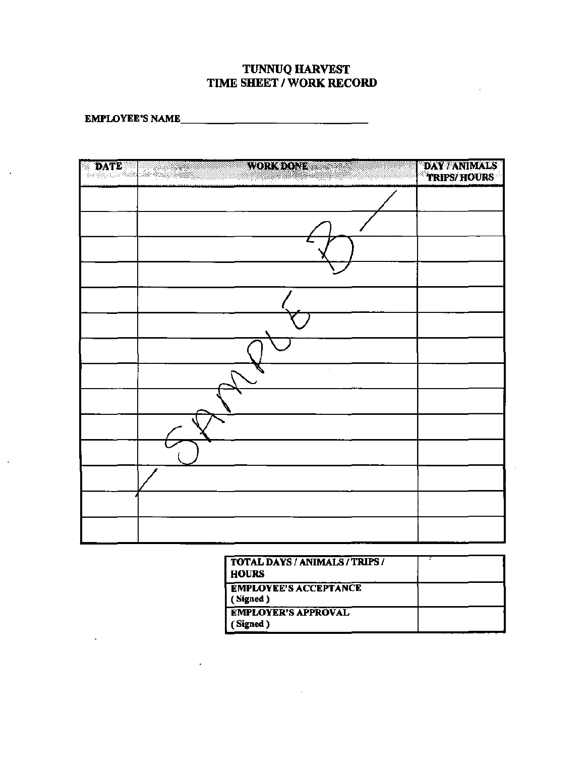# TUNNUQ HARVEST
## TIME SHEET / WORK RECORD

EMPLOYEE'S NAME ___________________________________

| DATE | WORK DONE | DAY / ANIMALS TRIPS/ HOURS |
|---|---|---|
| | | |
| | | |
| | | |
| | | |
| | | |
| | | |
| | | |
| | | |
| | | |
| | | |
| | | |
| | | |
| | | |
| | | |

SAMPLE B

| TOTAL DAYS / ANIMALS / TRIPS / HOURS | |
|---|---|
| EMPLOYEE'S ACCEPTANCE (Signed) | |
| EMPLOYER'S APPROVAL (Signed) | |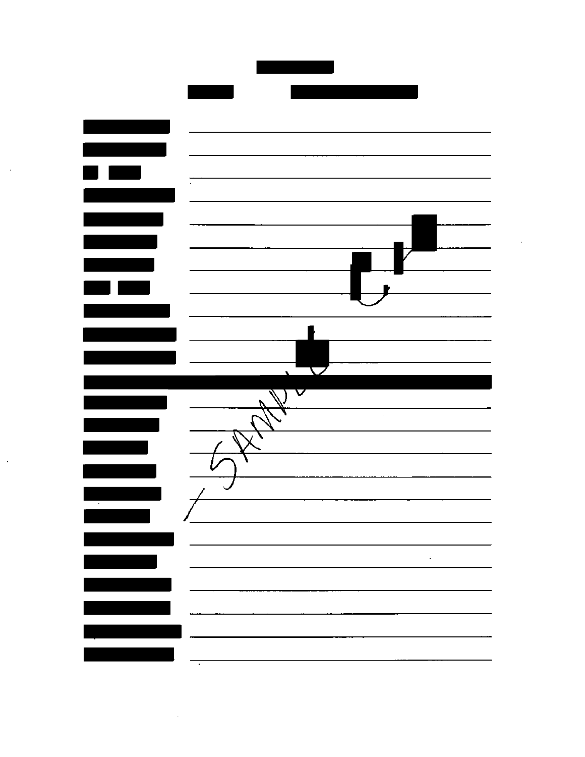SAMPLE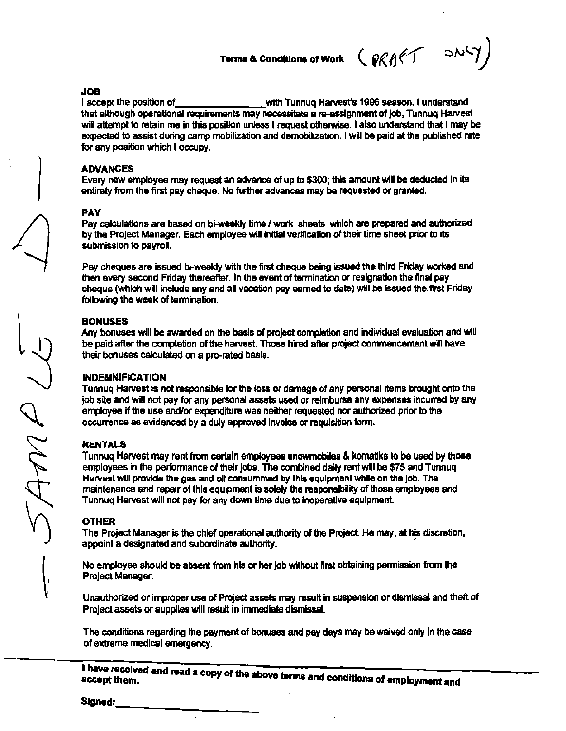# Terms & Conditions of Work (DRAFT ONLY)

SAMPLE

## JOB

I accept the position of________________with Tunnuq Harvest's 1996 season. I understand that although operational requirements may necessitate a re-assignment of job, Tunnuq Harvest will attempt to retain me in this position unless I request otherwise. I also understand that I may be expected to assist during camp mobilization and demobilization. I will be paid at the published rate for any position which I occupy.

## ADVANCES

Every new employee may request an advance of up to $300; this amount will be deducted in its entirety from the first pay cheque. No further advances may be requested or granted.

## PAY

Pay calculations are based on bi-weekly time / work sheets which are prepared and authorized by the Project Manager. Each employee will initial verification of their time sheet prior to its submission to payroll.

Pay cheques are issued bi-weekly with the first cheque being issued the third Friday worked and then every second Friday thereafter. In the event of termination or resignation the final pay cheque (which will include any and all vacation pay earned to date) will be issued the first Friday following the week of termination.

## BONUSES

Any bonuses will be awarded on the basis of project completion and individual evaluation and will be paid after the completion of the harvest. Those hired after project commencement will have their bonuses calculated on a pro-rated basis.

## INDEMNIFICATION

Tunnuq Harvest is not responsible for the loss or damage of any personal items brought onto the job site and will not pay for any personal assets used or reimburse any expenses incurred by any employee if the use and/or expenditure was neither requested nor authorized prior to the occurrence as evidenced by a duly approved invoice or requisition form.

## RENTALS

Tunnuq Harvest may rent from certain employees snowmobiles & komatiks to be used by those employees in the performance of their jobs. The combined daily rent will be $75 and Tunnuq Harvest will provide the gas and oil consummed by this equipment while on the job. The maintenance and repair of this equipment is solely the responsibility of those employees and Tunnuq Harvest will not pay for any down time due to inoperative equipment.

## OTHER

The Project Manager is the chief operational authority of the Project. He may, at his discretion, appoint a designated and subordinate authority.

No employee should be absent from his or her job without first obtaining permission from the Project Manager.

Unauthorized or improper use of Project assets may result in suspension or dismissal and theft of Project assets or supplies will result in immediate dismissal.

The conditions regarding the payment of bonuses and pay days may be waived only in the case of extreme medical emergency.

---

**I have received and read a copy of the above terms and conditions of employment and accept them.**

**Signed:**________________________